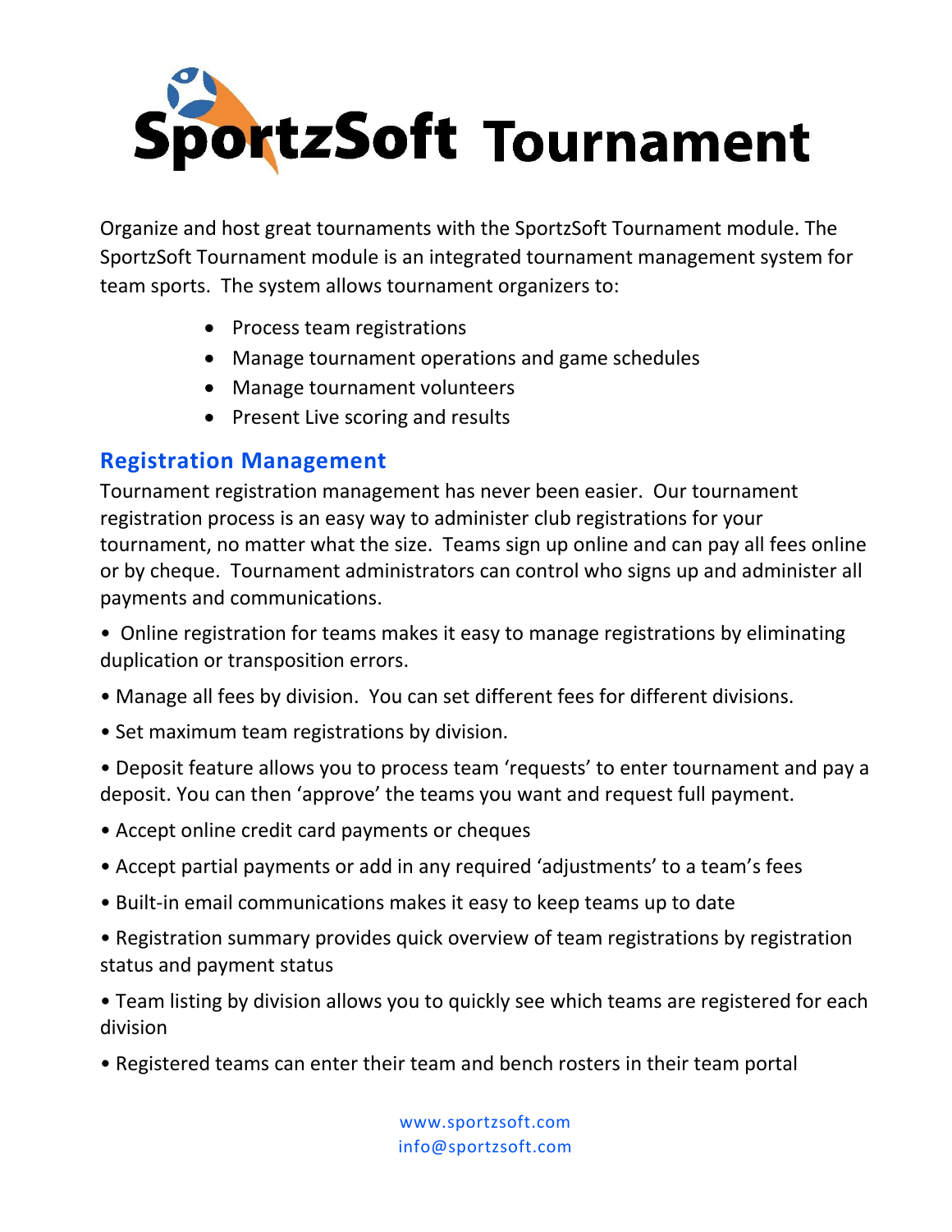# SportzSoft Tournament

Organize and host great tournaments with the SportzSoft Tournament module. The SportzSoft Tournament module is an integrated tournament management system for team sports. The system allows tournament organizers to:

- Process team registrations
- Manage tournament operations and game schedules
- Manage tournament volunteers
- Present Live scoring and results

## Registration Management

Tournament registration management has never been easier. Our tournament registration process is an easy way to administer club registrations for your tournament, no matter what the size. Teams sign up online and can pay all fees online or by cheque. Tournament administrators can control who signs up and administer all payments and communications.

- Online registration for teams makes it easy to manage registrations by eliminating duplication or transposition errors.
- Manage all fees by division. You can set different fees for different divisions.
- Set maximum team registrations by division.
- Deposit feature allows you to process team 'requests' to enter tournament and pay a deposit. You can then 'approve' the teams you want and request full payment.
- Accept online credit card payments or cheques
- Accept partial payments or add in any required 'adjustments' to a team's fees
- Built-in email communications makes it easy to keep teams up to date
- Registration summary provides quick overview of team registrations by registration status and payment status
- Team listing by division allows you to quickly see which teams are registered for each division
- Registered teams can enter their team and bench rosters in their team portal

www.sportzsoft.com
info@sportzsoft.com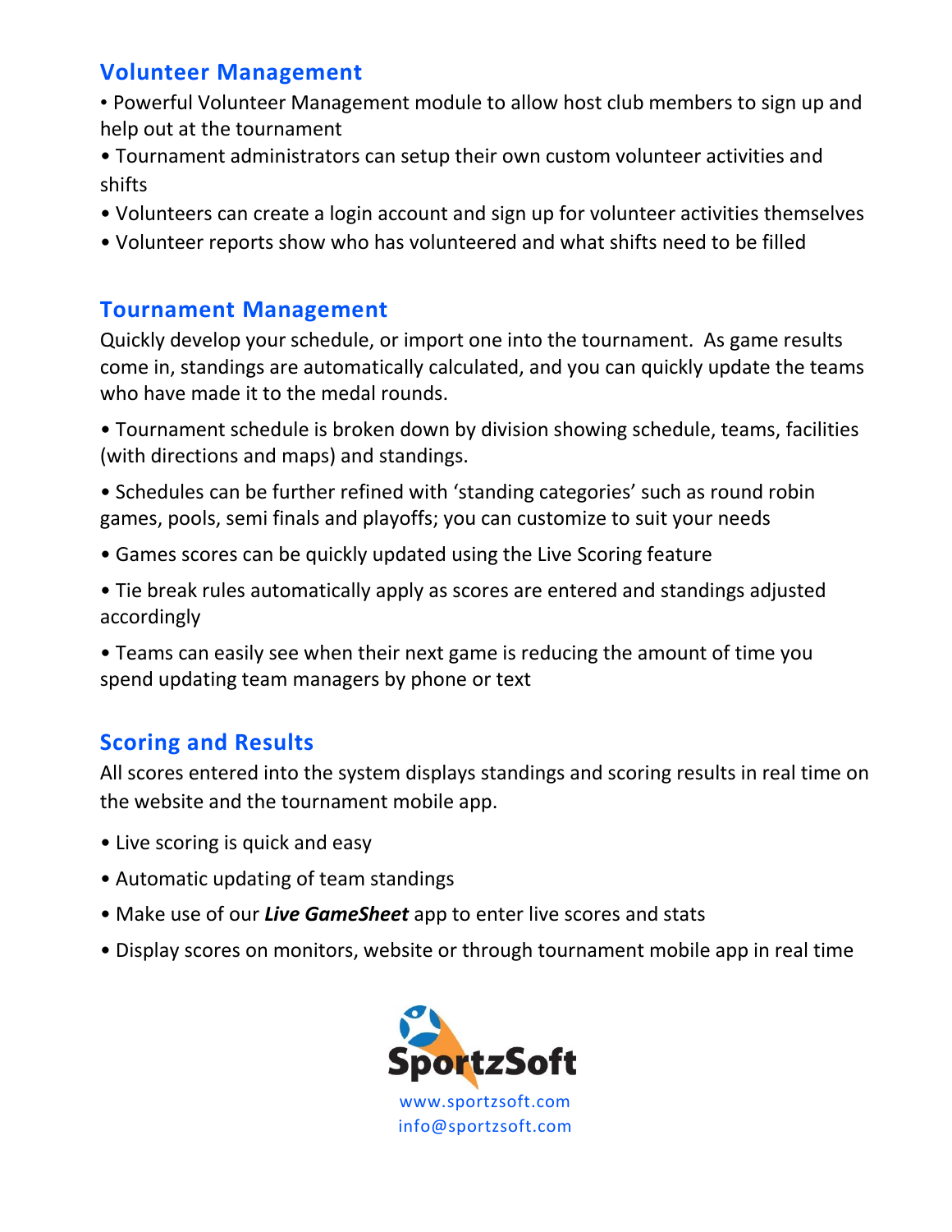## Volunteer Management

- Powerful Volunteer Management module to allow host club members to sign up and help out at the tournament
- Tournament administrators can setup their own custom volunteer activities and shifts
- Volunteers can create a login account and sign up for volunteer activities themselves
- Volunteer reports show who has volunteered and what shifts need to be filled

## Tournament Management

Quickly develop your schedule, or import one into the tournament. As game results come in, standings are automatically calculated, and you can quickly update the teams who have made it to the medal rounds.

- Tournament schedule is broken down by division showing schedule, teams, facilities (with directions and maps) and standings.
- Schedules can be further refined with 'standing categories' such as round robin games, pools, semi finals and playoffs; you can customize to suit your needs
- Games scores can be quickly updated using the Live Scoring feature
- Tie break rules automatically apply as scores are entered and standings adjusted accordingly
- Teams can easily see when their next game is reducing the amount of time you spend updating team managers by phone or text

## Scoring and Results

All scores entered into the system displays standings and scoring results in real time on the website and the tournament mobile app.

- Live scoring is quick and easy
- Automatic updating of team standings
- Make use of our ***Live GameSheet*** app to enter live scores and stats
- Display scores on monitors, website or through tournament mobile app in real time

SportzSoft

www.sportzsoft.com

info@sportzsoft.com